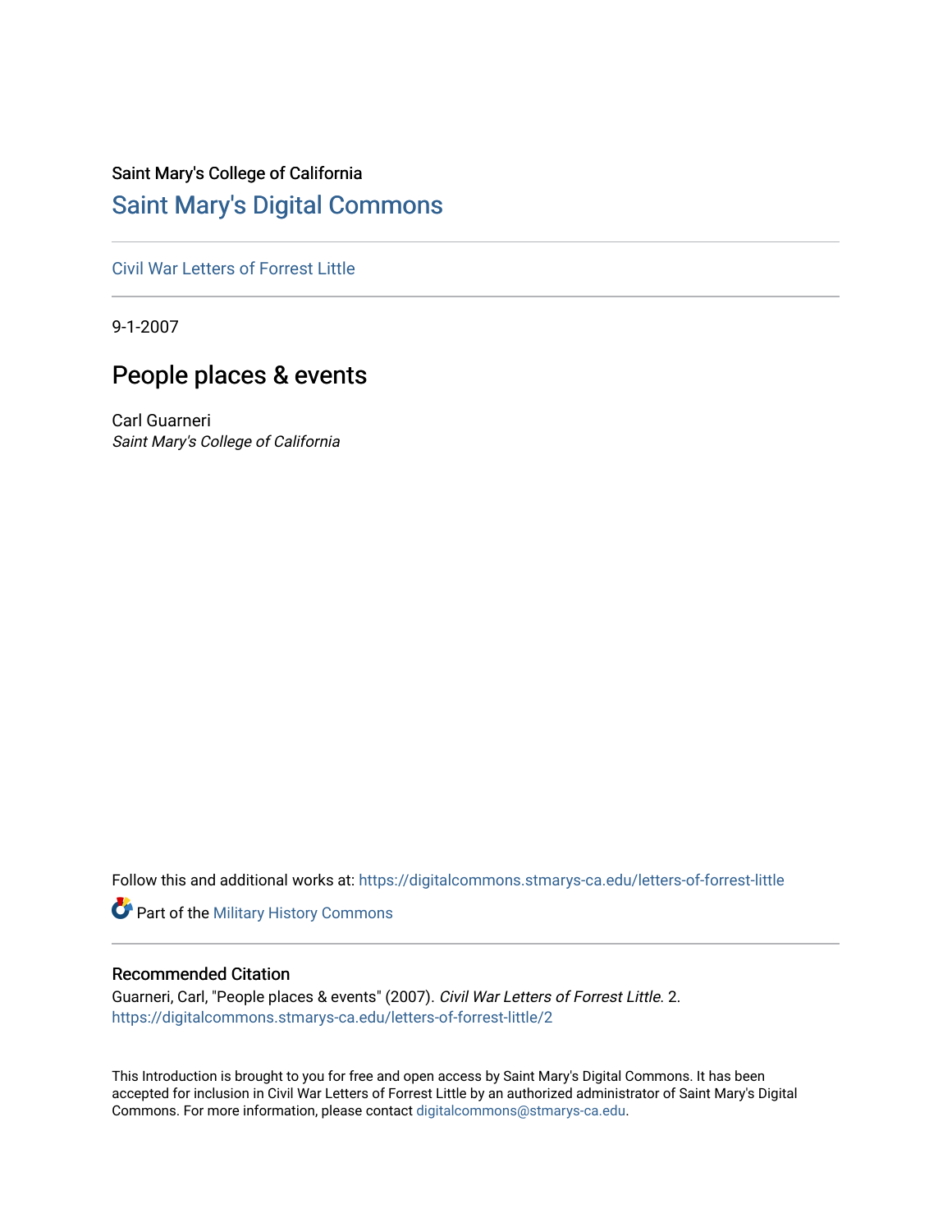Saint Mary's College of California

# Saint Mary's Digital Commons

Civil War Letters of Forrest Little

9-1-2007

## People places & events

Carl Guarneri
*Saint Mary's College of California*

Follow this and additional works at: https://digitalcommons.stmarys-ca.edu/letters-of-forrest-little

Part of the Military History Commons

### Recommended Citation

Guarneri, Carl, "People places & events" (2007). *Civil War Letters of Forrest Little*. 2.
https://digitalcommons.stmarys-ca.edu/letters-of-forrest-little/2

This Introduction is brought to you for free and open access by Saint Mary's Digital Commons. It has been accepted for inclusion in Civil War Letters of Forrest Little by an authorized administrator of Saint Mary's Digital Commons. For more information, please contact digitalcommons@stmarys-ca.edu.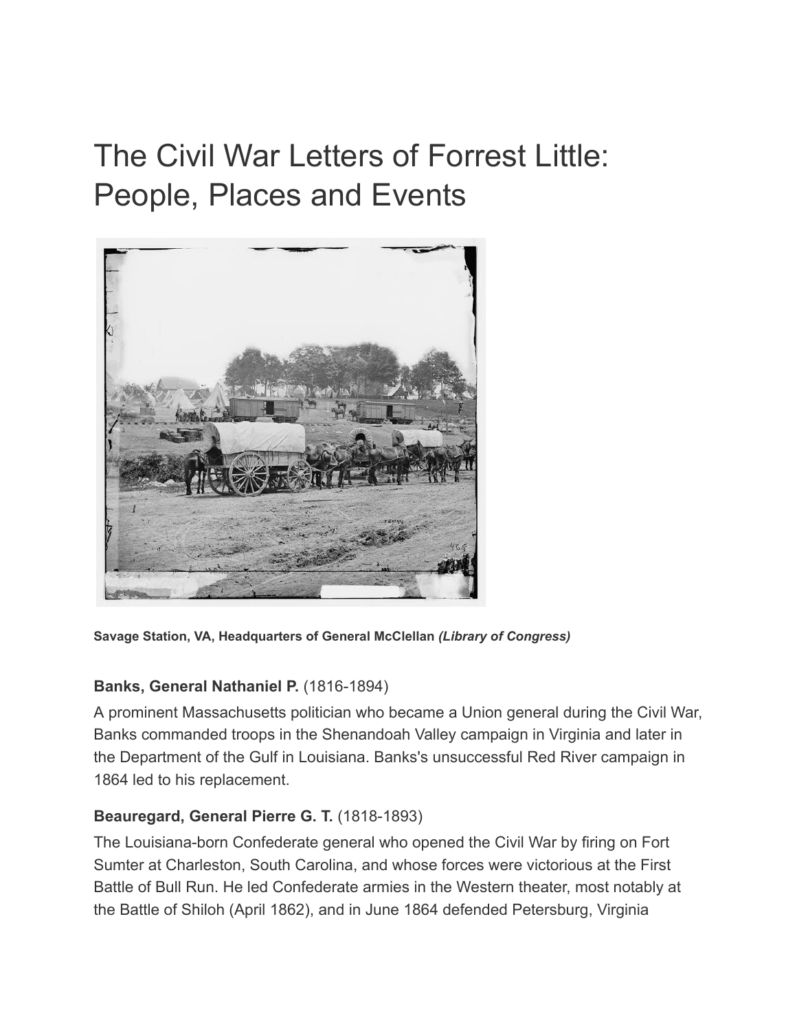# The Civil War Letters of Forrest Little: People, Places and Events

**Savage Station, VA, Headquarters of General McClellan** ***(Library of Congress)***

**Banks, General Nathaniel P.** (1816-1894)

A prominent Massachusetts politician who became a Union general during the Civil War, Banks commanded troops in the Shenandoah Valley campaign in Virginia and later in the Department of the Gulf in Louisiana. Banks's unsuccessful Red River campaign in 1864 led to his replacement.

**Beauregard, General Pierre G. T.** (1818-1893)

The Louisiana-born Confederate general who opened the Civil War by firing on Fort Sumter at Charleston, South Carolina, and whose forces were victorious at the First Battle of Bull Run. He led Confederate armies in the Western theater, most notably at the Battle of Shiloh (April 1862), and in June 1864 defended Petersburg, Virginia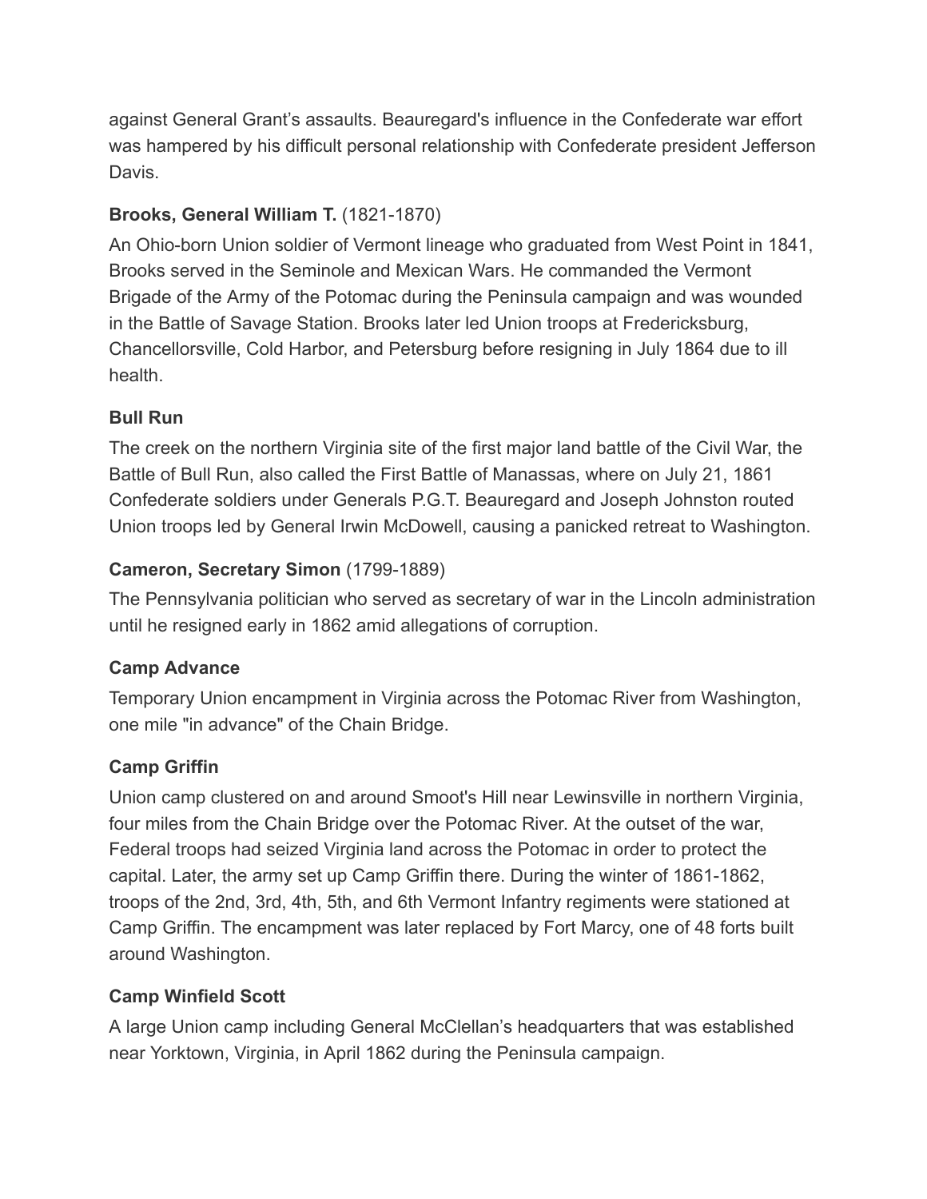against General Grant's assaults. Beauregard's influence in the Confederate war effort was hampered by his difficult personal relationship with Confederate president Jefferson Davis.

**Brooks, General William T.** (1821-1870)

An Ohio-born Union soldier of Vermont lineage who graduated from West Point in 1841, Brooks served in the Seminole and Mexican Wars. He commanded the Vermont Brigade of the Army of the Potomac during the Peninsula campaign and was wounded in the Battle of Savage Station. Brooks later led Union troops at Fredericksburg, Chancellorsville, Cold Harbor, and Petersburg before resigning in July 1864 due to ill health.

**Bull Run**

The creek on the northern Virginia site of the first major land battle of the Civil War, the Battle of Bull Run, also called the First Battle of Manassas, where on July 21, 1861 Confederate soldiers under Generals P.G.T. Beauregard and Joseph Johnston routed Union troops led by General Irwin McDowell, causing a panicked retreat to Washington.

**Cameron, Secretary Simon** (1799-1889)

The Pennsylvania politician who served as secretary of war in the Lincoln administration until he resigned early in 1862 amid allegations of corruption.

**Camp Advance**

Temporary Union encampment in Virginia across the Potomac River from Washington, one mile "in advance" of the Chain Bridge.

**Camp Griffin**

Union camp clustered on and around Smoot's Hill near Lewinsville in northern Virginia, four miles from the Chain Bridge over the Potomac River. At the outset of the war, Federal troops had seized Virginia land across the Potomac in order to protect the capital. Later, the army set up Camp Griffin there. During the winter of 1861-1862, troops of the 2nd, 3rd, 4th, 5th, and 6th Vermont Infantry regiments were stationed at Camp Griffin. The encampment was later replaced by Fort Marcy, one of 48 forts built around Washington.

**Camp Winfield Scott**

A large Union camp including General McClellan's headquarters that was established near Yorktown, Virginia, in April 1862 during the Peninsula campaign.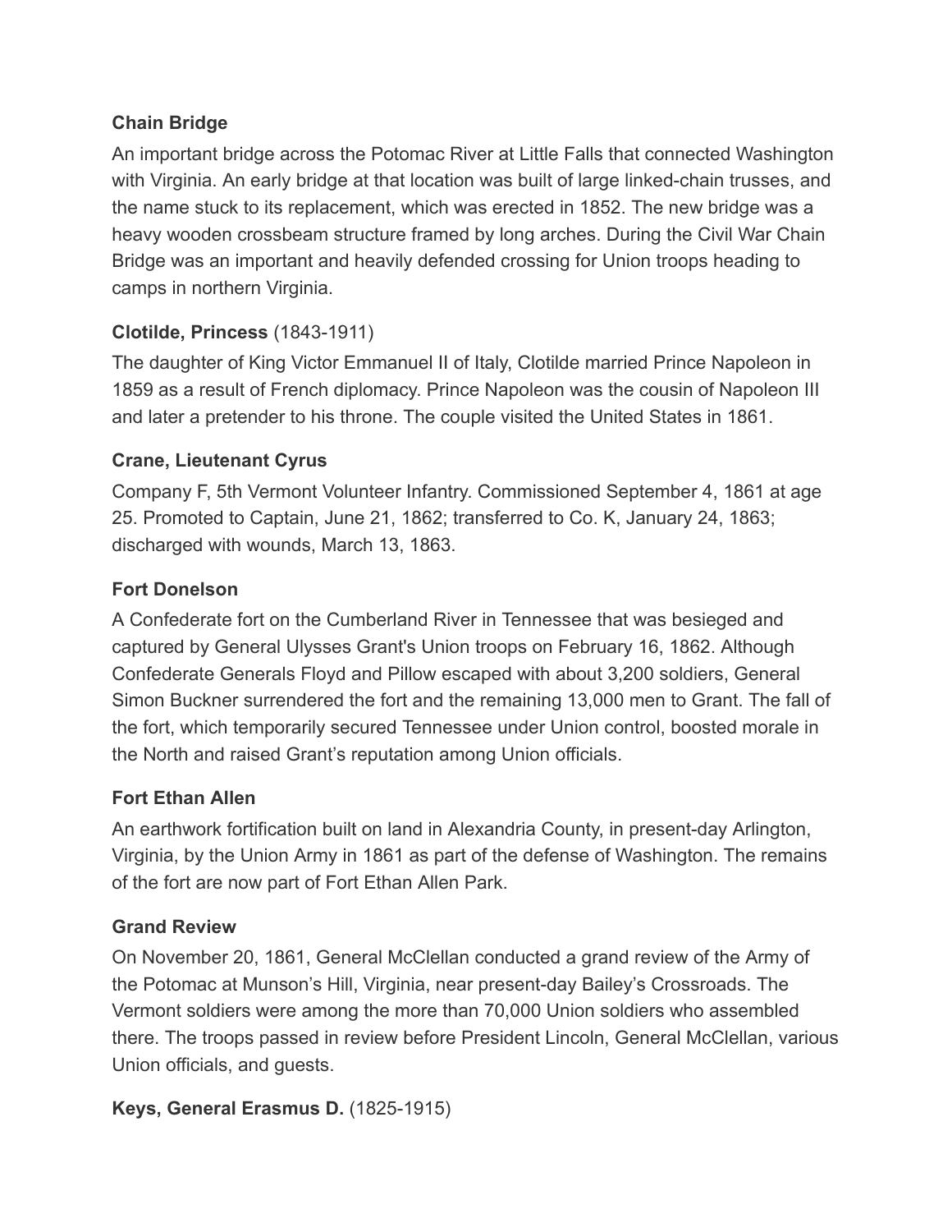**Chain Bridge**

An important bridge across the Potomac River at Little Falls that connected Washington with Virginia. An early bridge at that location was built of large linked-chain trusses, and the name stuck to its replacement, which was erected in 1852. The new bridge was a heavy wooden crossbeam structure framed by long arches. During the Civil War Chain Bridge was an important and heavily defended crossing for Union troops heading to camps in northern Virginia.

**Clotilde, Princess** (1843-1911)

The daughter of King Victor Emmanuel II of Italy, Clotilde married Prince Napoleon in 1859 as a result of French diplomacy. Prince Napoleon was the cousin of Napoleon III and later a pretender to his throne. The couple visited the United States in 1861.

**Crane, Lieutenant Cyrus**

Company F, 5th Vermont Volunteer Infantry. Commissioned September 4, 1861 at age 25. Promoted to Captain, June 21, 1862; transferred to Co. K, January 24, 1863; discharged with wounds, March 13, 1863.

**Fort Donelson**

A Confederate fort on the Cumberland River in Tennessee that was besieged and captured by General Ulysses Grant's Union troops on February 16, 1862. Although Confederate Generals Floyd and Pillow escaped with about 3,200 soldiers, General Simon Buckner surrendered the fort and the remaining 13,000 men to Grant. The fall of the fort, which temporarily secured Tennessee under Union control, boosted morale in the North and raised Grant's reputation among Union officials.

**Fort Ethan Allen**

An earthwork fortification built on land in Alexandria County, in present-day Arlington, Virginia, by the Union Army in 1861 as part of the defense of Washington. The remains of the fort are now part of Fort Ethan Allen Park.

**Grand Review**

On November 20, 1861, General McClellan conducted a grand review of the Army of the Potomac at Munson's Hill, Virginia, near present-day Bailey's Crossroads. The Vermont soldiers were among the more than 70,000 Union soldiers who assembled there. The troops passed in review before President Lincoln, General McClellan, various Union officials, and guests.

**Keys, General Erasmus D.** (1825-1915)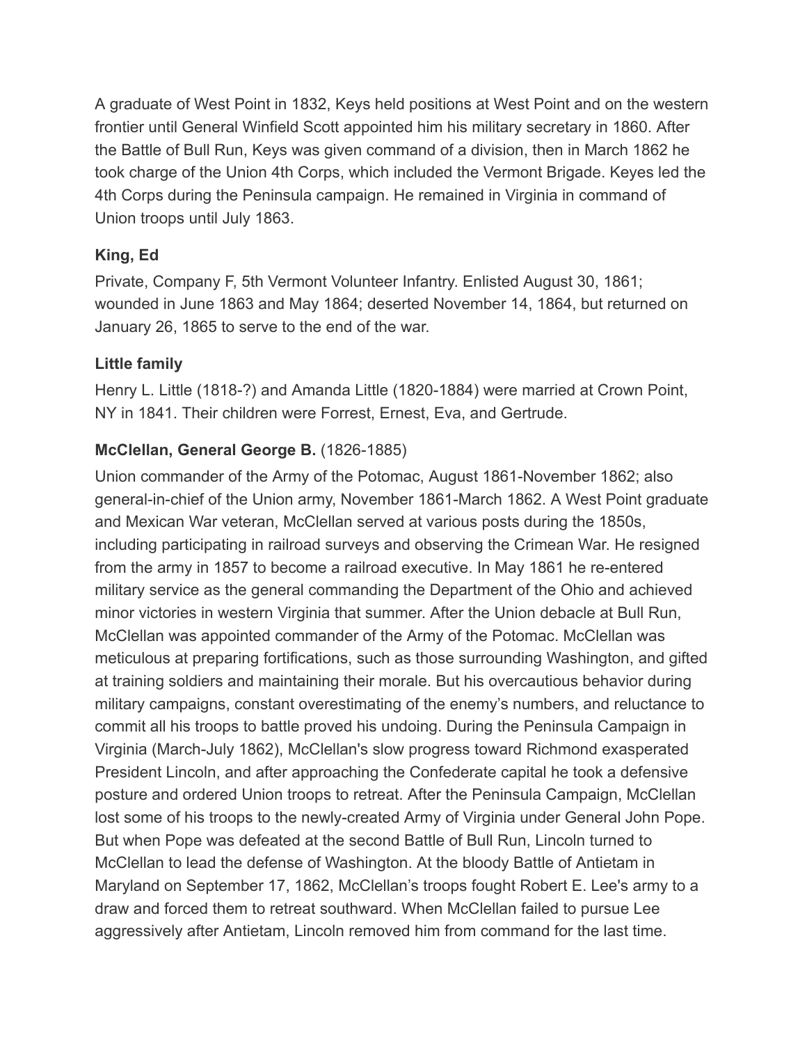A graduate of West Point in 1832, Keys held positions at West Point and on the western frontier until General Winfield Scott appointed him his military secretary in 1860. After the Battle of Bull Run, Keys was given command of a division, then in March 1862 he took charge of the Union 4th Corps, which included the Vermont Brigade. Keyes led the 4th Corps during the Peninsula campaign. He remained in Virginia in command of Union troops until July 1863.

**King, Ed**

Private, Company F, 5th Vermont Volunteer Infantry. Enlisted August 30, 1861; wounded in June 1863 and May 1864; deserted November 14, 1864, but returned on January 26, 1865 to serve to the end of the war.

**Little family**

Henry L. Little (1818-?) and Amanda Little (1820-1884) were married at Crown Point, NY in 1841. Their children were Forrest, Ernest, Eva, and Gertrude.

**McClellan, General George B.** (1826-1885)

Union commander of the Army of the Potomac, August 1861-November 1862; also general-in-chief of the Union army, November 1861-March 1862. A West Point graduate and Mexican War veteran, McClellan served at various posts during the 1850s, including participating in railroad surveys and observing the Crimean War. He resigned from the army in 1857 to become a railroad executive. In May 1861 he re-entered military service as the general commanding the Department of the Ohio and achieved minor victories in western Virginia that summer. After the Union debacle at Bull Run, McClellan was appointed commander of the Army of the Potomac. McClellan was meticulous at preparing fortifications, such as those surrounding Washington, and gifted at training soldiers and maintaining their morale. But his overcautious behavior during military campaigns, constant overestimating of the enemy's numbers, and reluctance to commit all his troops to battle proved his undoing. During the Peninsula Campaign in Virginia (March-July 1862), McClellan's slow progress toward Richmond exasperated President Lincoln, and after approaching the Confederate capital he took a defensive posture and ordered Union troops to retreat. After the Peninsula Campaign, McClellan lost some of his troops to the newly-created Army of Virginia under General John Pope. But when Pope was defeated at the second Battle of Bull Run, Lincoln turned to McClellan to lead the defense of Washington. At the bloody Battle of Antietam in Maryland on September 17, 1862, McClellan's troops fought Robert E. Lee's army to a draw and forced them to retreat southward. When McClellan failed to pursue Lee aggressively after Antietam, Lincoln removed him from command for the last time.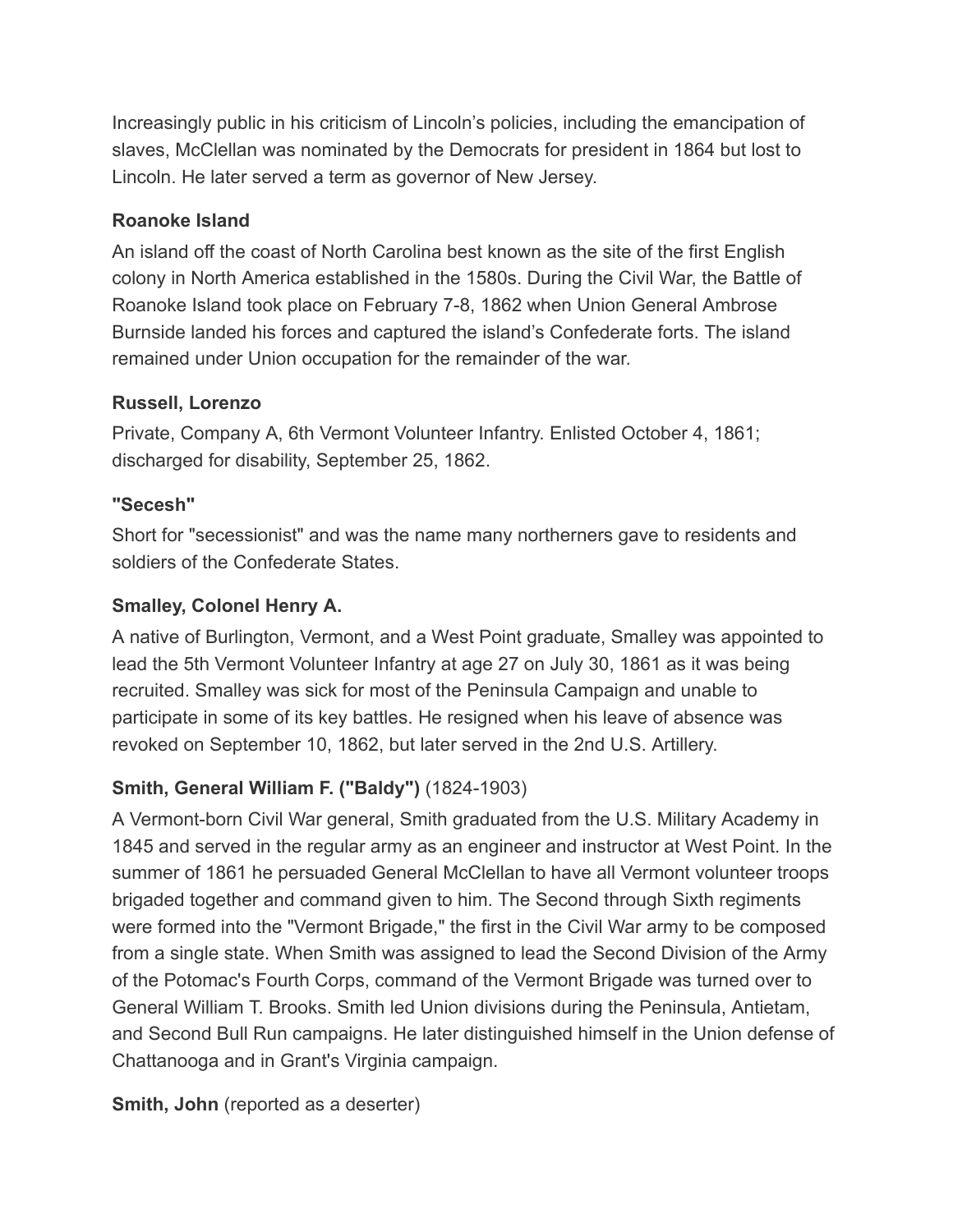Increasingly public in his criticism of Lincoln's policies, including the emancipation of slaves, McClellan was nominated by the Democrats for president in 1864 but lost to Lincoln. He later served a term as governor of New Jersey.

**Roanoke Island**

An island off the coast of North Carolina best known as the site of the first English colony in North America established in the 1580s. During the Civil War, the Battle of Roanoke Island took place on February 7-8, 1862 when Union General Ambrose Burnside landed his forces and captured the island's Confederate forts. The island remained under Union occupation for the remainder of the war.

**Russell, Lorenzo**

Private, Company A, 6th Vermont Volunteer Infantry. Enlisted October 4, 1861; discharged for disability, September 25, 1862.

**"Secesh"**

Short for "secessionist" and was the name many northerners gave to residents and soldiers of the Confederate States.

**Smalley, Colonel Henry A.**

A native of Burlington, Vermont, and a West Point graduate, Smalley was appointed to lead the 5th Vermont Volunteer Infantry at age 27 on July 30, 1861 as it was being recruited. Smalley was sick for most of the Peninsula Campaign and unable to participate in some of its key battles. He resigned when his leave of absence was revoked on September 10, 1862, but later served in the 2nd U.S. Artillery.

**Smith, General William F. ("Baldy")** (1824-1903)

A Vermont-born Civil War general, Smith graduated from the U.S. Military Academy in 1845 and served in the regular army as an engineer and instructor at West Point. In the summer of 1861 he persuaded General McClellan to have all Vermont volunteer troops brigaded together and command given to him. The Second through Sixth regiments were formed into the "Vermont Brigade," the first in the Civil War army to be composed from a single state. When Smith was assigned to lead the Second Division of the Army of the Potomac's Fourth Corps, command of the Vermont Brigade was turned over to General William T. Brooks. Smith led Union divisions during the Peninsula, Antietam, and Second Bull Run campaigns. He later distinguished himself in the Union defense of Chattanooga and in Grant's Virginia campaign.

**Smith, John** (reported as a deserter)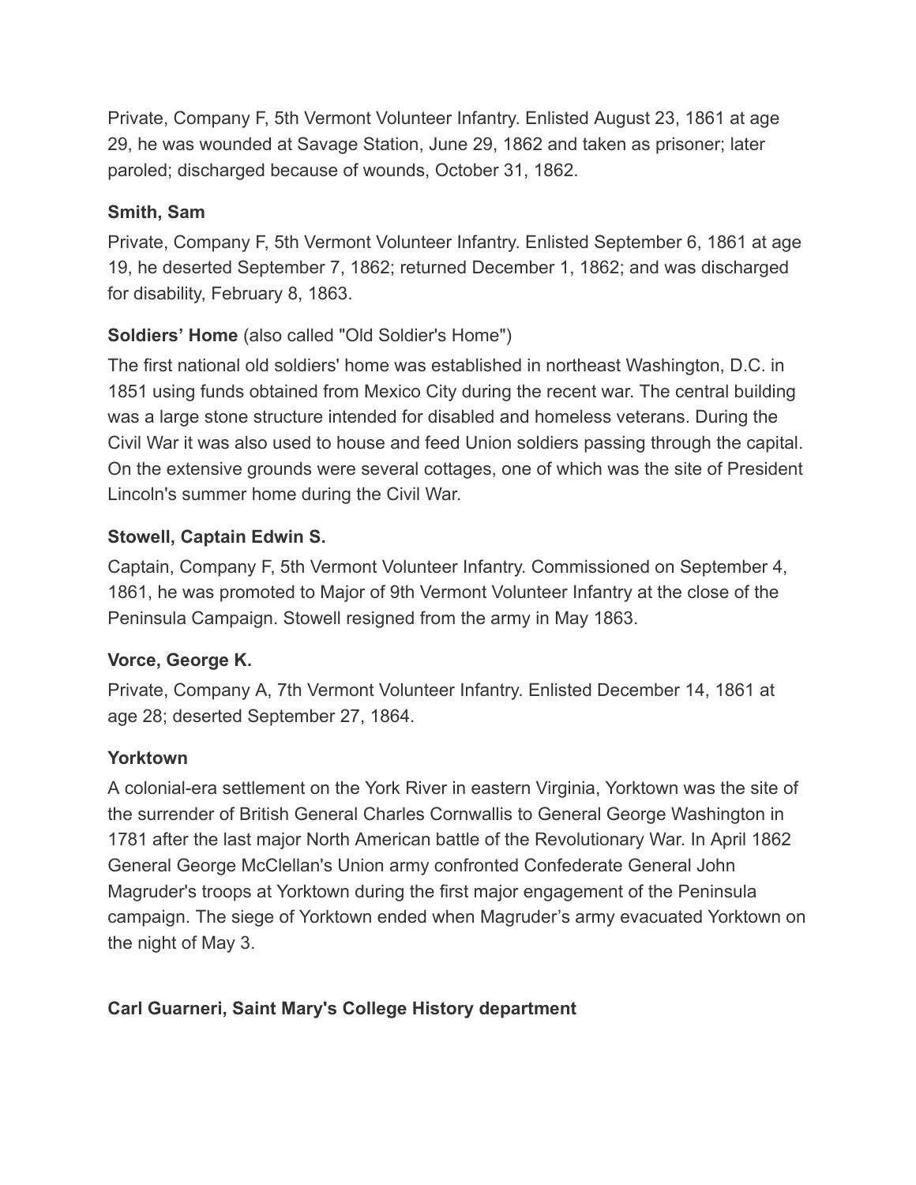Private, Company F, 5th Vermont Volunteer Infantry. Enlisted August 23, 1861 at age 29, he was wounded at Savage Station, June 29, 1862 and taken as prisoner; later paroled; discharged because of wounds, October 31, 1862.

**Smith, Sam**

Private, Company F, 5th Vermont Volunteer Infantry. Enlisted September 6, 1861 at age 19, he deserted September 7, 1862; returned December 1, 1862; and was discharged for disability, February 8, 1863.

**Soldiers' Home** (also called "Old Soldier's Home")

The first national old soldiers' home was established in northeast Washington, D.C. in 1851 using funds obtained from Mexico City during the recent war. The central building was a large stone structure intended for disabled and homeless veterans. During the Civil War it was also used to house and feed Union soldiers passing through the capital. On the extensive grounds were several cottages, one of which was the site of President Lincoln's summer home during the Civil War.

**Stowell, Captain Edwin S.**

Captain, Company F, 5th Vermont Volunteer Infantry. Commissioned on September 4, 1861, he was promoted to Major of 9th Vermont Volunteer Infantry at the close of the Peninsula Campaign. Stowell resigned from the army in May 1863.

**Vorce, George K.**

Private, Company A, 7th Vermont Volunteer Infantry. Enlisted December 14, 1861 at age 28; deserted September 27, 1864.

**Yorktown**

A colonial-era settlement on the York River in eastern Virginia, Yorktown was the site of the surrender of British General Charles Cornwallis to General George Washington in 1781 after the last major North American battle of the Revolutionary War. In April 1862 General George McClellan's Union army confronted Confederate General John Magruder's troops at Yorktown during the first major engagement of the Peninsula campaign. The siege of Yorktown ended when Magruder's army evacuated Yorktown on the night of May 3.

**Carl Guarneri, Saint Mary's College History department**